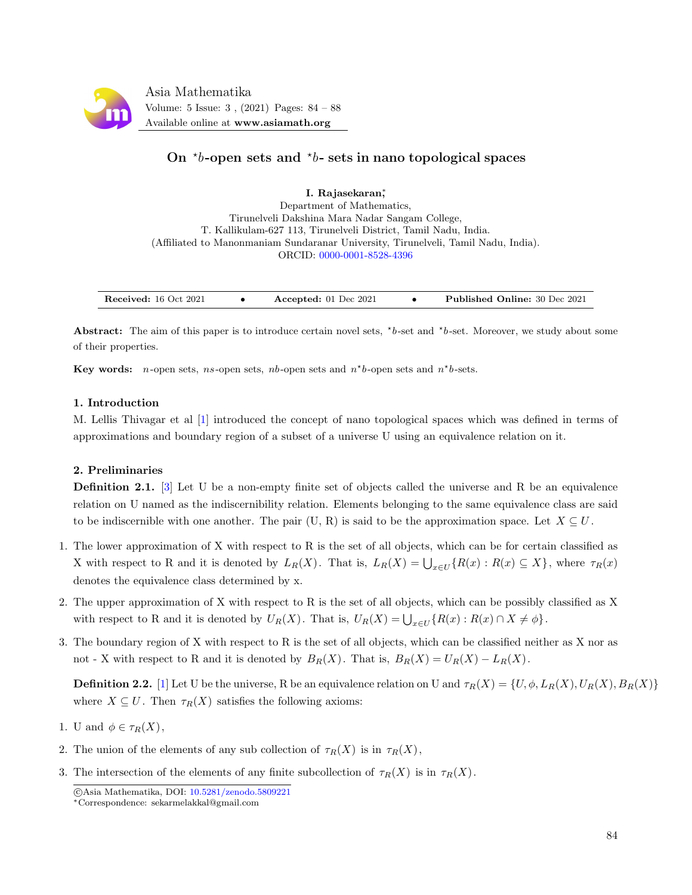# On $^{\star}b$-open sets and $^{\star}b$- sets in nano topological spaces

**I. Rajasekaran**[*],
Department of Mathematics,
Tirunelveli Dakshina Mara Nadar Sangam College,
T. Kallikulam-627 113, Tirunelveli District, Tamil Nadu, India.
(Affiliated to Manonmaniam Sundaranar University, Tirunelveli, Tamil Nadu, India).
ORCID: 0000-0001-8528-4396

| **Received:** 16 Oct 2021 | • | **Accepted:** 01 Dec 2021 | • | **Published Online:** 30 Dec 2021 |
|---|---|---|---|---|

**Abstract:** The aim of this paper is to introduce certain novel sets, $^{\star}b$-set and $^{\star}b$-set. Moreover, we study about some of their properties.

**Key words:** $n$-open sets, $ns$-open sets, $nb$-open sets and $n^{\star}b$-open sets and $n^{\star}b$-sets.

## 1. Introduction

M. Lellis Thivagar et al [1] introduced the concept of nano topological spaces which was defined in terms of approximations and boundary region of a subset of a universe U using an equivalence relation on it.

## 2. Preliminaries

**Definition 2.1.** [3] Let U be a non-empty finite set of objects called the universe and R be an equivalence relation on U named as the indiscernibility relation. Elements belonging to the same equivalence class are said to be indiscernible with one another. The pair (U, R) is said to be the approximation space. Let $X \subseteq U$.

1. The lower approximation of X with respect to R is the set of all objects, which can be for certain classified as X with respect to R and it is denoted by $L_R(X)$. That is, $L_R(X) = \bigcup_{x \in U}\{R(x) : R(x) \subseteq X\}$, where $\tau_R(x)$ denotes the equivalence class determined by x.
2. The upper approximation of X with respect to R is the set of all objects, which can be possibly classified as X with respect to R and it is denoted by $U_R(X)$. That is, $U_R(X) = \bigcup_{x \in U}\{R(x) : R(x) \cap X \neq \phi\}$.
3. The boundary region of X with respect to R is the set of all objects, which can be classified neither as X nor as not - X with respect to R and it is denoted by $B_R(X)$. That is, $B_R(X) = U_R(X) - L_R(X)$.

**Definition 2.2.** [1] Let U be the universe, R be an equivalence relation on U and $\tau_R(X) = \{U, \phi, L_R(X), U_R(X), B_R(X)\}$ where $X \subseteq U$. Then $\tau_R(X)$ satisfies the following axioms:

1. U and $\phi \in \tau_R(X)$,
2. The union of the elements of any sub collection of $\tau_R(X)$ is in $\tau_R(X)$,
3. The intersection of the elements of any finite subcollection of $\tau_R(X)$ is in $\tau_R(X)$.

©Asia Mathematika, DOI: 10.5281/zenodo.5809221
[*]Correspondence: sekarmelakkal@gmail.com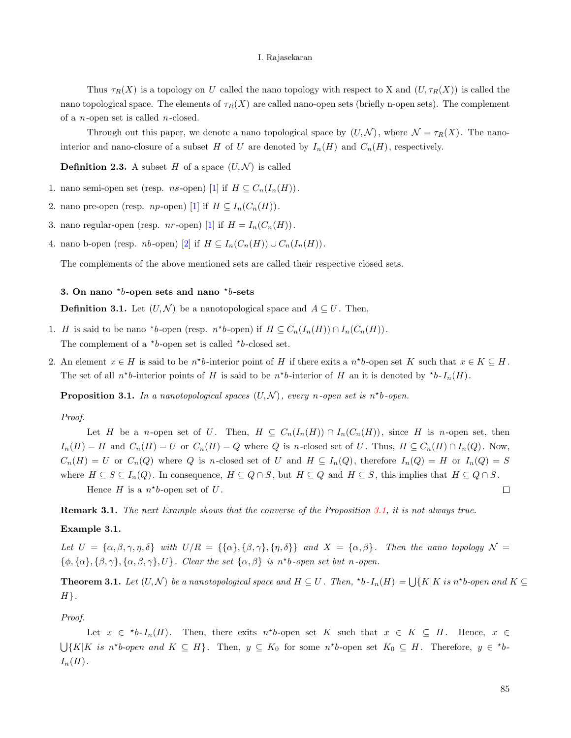Thus $\tau_R(X)$ is a topology on $U$ called the nano topology with respect to X and $(U, \tau_R(X))$ is called the nano topological space. The elements of $\tau_R(X)$ are called nano-open sets (briefly n-open sets). The complement of a $n$-open set is called $n$-closed.

Through out this paper, we denote a nano topological space by $(U, \mathcal{N})$, where $\mathcal{N} = \tau_R(X)$. The nano-interior and nano-closure of a subset $H$ of $U$ are denoted by $I_n(H)$ and $C_n(H)$, respectively.

**Definition 2.3.** A subset $H$ of a space $(U, \mathcal{N})$ is called

1. nano semi-open set (resp. $ns$-open) [1] if $H \subseteq C_n(I_n(H))$.
2. nano pre-open (resp. $np$-open) [1] if $H \subseteq I_n(C_n(H))$.
3. nano regular-open (resp. $nr$-open) [1] if $H = I_n(C_n(H))$.
4. nano b-open (resp. $nb$-open) [2] if $H \subseteq I_n(C_n(H)) \cup C_n(I_n(H))$.

The complements of the above mentioned sets are called their respective closed sets.

## 3. On nano $^\star b$-open sets and nano $^\star b$-sets

**Definition 3.1.** Let $(U, \mathcal{N})$ be a nanotopological space and $A \subseteq U$. Then,

1. $H$ is said to be nano $^\star b$-open (resp. $n^\star b$-open) if $H \subseteq C_n(I_n(H)) \cap I_n(C_n(H))$.
   The complement of a $^\star b$-open set is called $^\star b$-closed set.
2. An element $x \in H$ is said to be $n^\star b$-interior point of $H$ if there exits a $n^\star b$-open set $K$ such that $x \in K \subseteq H$. The set of all $n^\star b$-interior points of $H$ is said to be $n^\star b$-interior of $H$ an it is denoted by $^\star b$-$I_n(H)$.

**Proposition 3.1.** *In a nanotopological spaces $(U, \mathcal{N})$, every $n$-open set is $n^\star b$-open.*

*Proof.*

Let $H$ be a $n$-open set of $U$. Then, $H \subseteq C_n(I_n(H)) \cap I_n(C_n(H))$, since $H$ is $n$-open set, then $I_n(H) = H$ and $C_n(H) = U$ or $C_n(H) = Q$ where $Q$ is $n$-closed set of $U$. Thus, $H \subseteq C_n(H) \cap I_n(Q)$. Now, $C_n(H) = U$ or $C_n(Q)$ where $Q$ is $n$-closed set of $U$ and $H \subseteq I_n(Q)$, therefore $I_n(Q) = H$ or $I_n(Q) = S$ where $H \subseteq S \subseteq I_n(Q)$. In consequence, $H \subseteq Q \cap S$, but $H \subseteq Q$ and $H \subseteq S$, this implies that $H \subseteq Q \cap S$.

Hence $H$ is a $n^\star b$-open set of $U$. □

**Remark 3.1.** *The next Example shows that the converse of the Proposition 3.1, it is not always true.*

**Example 3.1.**

*Let $U = \{\alpha, \beta, \gamma, \eta, \delta\}$ with $U/R = \{\{\alpha\}, \{\beta, \gamma\}, \{\eta, \delta\}\}$ and $X = \{\alpha, \beta\}$. Then the nano topology $\mathcal{N} = \{\phi, \{\alpha\}, \{\beta, \gamma\}, \{\alpha, \beta, \gamma\}, U\}$. Clear the set $\{\alpha, \beta\}$ is $n^\star b$-open set but $n$-open.*

**Theorem 3.1.** *Let $(U, \mathcal{N})$ be a nanotopological space and $H \subseteq U$. Then, $^\star b$-$I_n(H) = \bigcup\{K | K$ is $n^\star b$-open and $K \subseteq H\}$.*

*Proof.*

Let $x \in {}^\star b$-$I_n(H)$. Then, there exits $n^\star b$-open set $K$ such that $x \in K \subseteq H$. Hence, $x \in \bigcup\{K | K$ *is $n^\star b$-open and* $K \subseteq H\}$. Then, $y \subseteq K_0$ for some $n^\star b$-open set $K_0 \subseteq H$. Therefore, $y \in {}^\star b$-$I_n(H)$.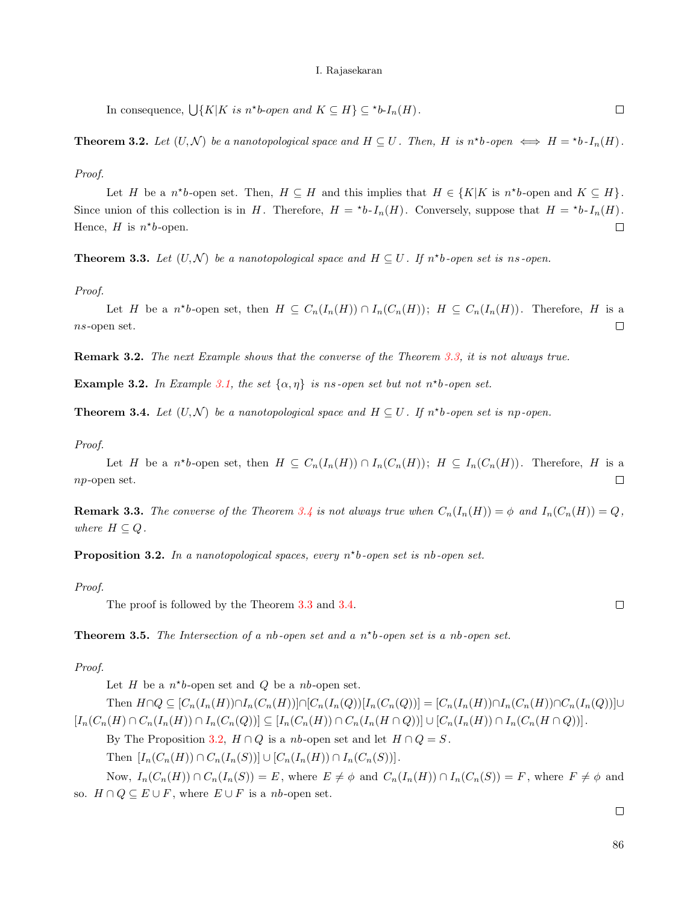In consequence, $\bigcup\{K|K \textit{ is } n^{\star}b\textit{-open and } K \subseteq H\} \subseteq {}^{\star}b\text{-}I_n(H)$. ☐

**Theorem 3.2.** *Let $(U, \mathcal{N})$ be a nanotopological space and $H \subseteq U$. Then, $H$ is $n^{\star}b$-open $\iff$ $H = {}^{\star}b\text{-}I_n(H)$.*

*Proof.*

Let $H$ be a $n^{\star}b$-open set. Then, $H \subseteq H$ and this implies that $H \in \{K|K$ is $n^{\star}b$-open and $K \subseteq H\}$. Since union of this collection is in $H$. Therefore, $H = {}^{\star}b\text{-}I_n(H)$. Conversely, suppose that $H = {}^{\star}b\text{-}I_n(H)$. Hence, $H$ is $n^{\star}b$-open. ☐

**Theorem 3.3.** *Let $(U, \mathcal{N})$ be a nanotopological space and $H \subseteq U$. If $n^{\star}b$-open set is $ns$-open.*

*Proof.*

Let $H$ be a $n^{\star}b$-open set, then $H \subseteq C_n(I_n(H)) \cap I_n(C_n(H))$; $H \subseteq C_n(I_n(H))$. Therefore, $H$ is a $ns$-open set. ☐

**Remark 3.2.** *The next Example shows that the converse of the Theorem 3.3, it is not always true.*

**Example 3.2.** *In Example 3.1, the set $\{\alpha, \eta\}$ is $ns$-open set but not $n^{\star}b$-open set.*

**Theorem 3.4.** *Let $(U, \mathcal{N})$ be a nanotopological space and $H \subseteq U$. If $n^{\star}b$-open set is $np$-open.*

*Proof.*

Let $H$ be a $n^{\star}b$-open set, then $H \subseteq C_n(I_n(H)) \cap I_n(C_n(H))$; $H \subseteq I_n(C_n(H))$. Therefore, $H$ is a $np$-open set. ☐

**Remark 3.3.** *The converse of the Theorem 3.4 is not always true when $C_n(I_n(H)) = \phi$ and $I_n(C_n(H)) = Q$, where $H \subseteq Q$.*

**Proposition 3.2.** *In a nanotopological spaces, every $n^{\star}b$-open set is $nb$-open set.*

*Proof.*

The proof is followed by the Theorem 3.3 and 3.4. ☐

**Theorem 3.5.** *The Intersection of a $nb$-open set and a $n^{\star}b$-open set is a $nb$-open set.*

*Proof.*

Let $H$ be a $n^{\star}b$-open set and $Q$ be a $nb$-open set.

Then $H \cap Q \subseteq [C_n(I_n(H)) \cap I_n(C_n(H))] \cap [C_n(I_n(Q))[I_n(C_n(Q))] = [C_n(I_n(H)) \cap I_n(C_n(H)) \cap C_n(I_n(Q))] \cup [I_n(C_n(H) \cap C_n(I_n(H)) \cap I_n(C_n(Q))] \subseteq [I_n(C_n(H)) \cap C_n(I_n(H \cap Q))] \cup [C_n(I_n(H)) \cap I_n(C_n(H \cap Q))]$.

By The Proposition 3.2, $H \cap Q$ is a $nb$-open set and let $H \cap Q = S$.

Then $[I_n(C_n(H)) \cap C_n(I_n(S))] \cup [C_n(I_n(H)) \cap I_n(C_n(S))]$.

Now, $I_n(C_n(H)) \cap C_n(I_n(S)) = E$, where $E \neq \phi$ and $C_n(I_n(H)) \cap I_n(C_n(S)) = F$, where $F \neq \phi$ and so. $H \cap Q \subseteq E \cup F$, where $E \cup F$ is a $nb$-open set.

☐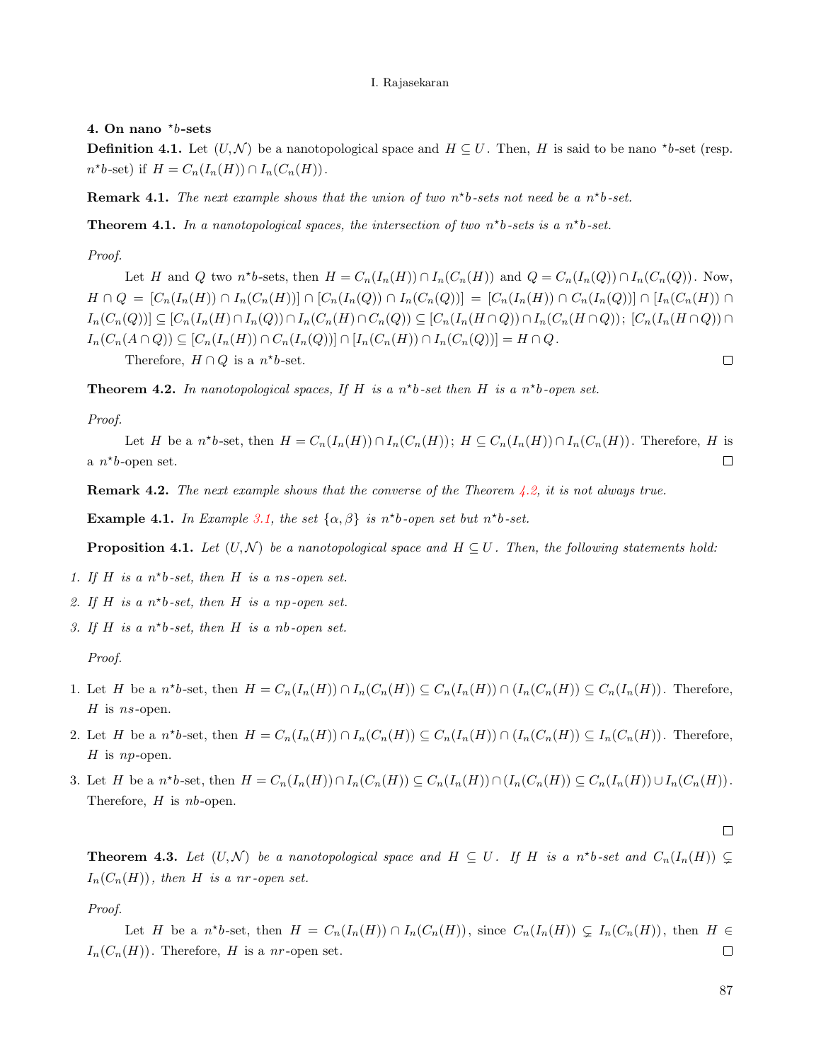## 4. On nano $^\star b$-sets

**Definition 4.1.** Let $(U,\mathcal{N})$ be a nanotopological space and $H \subseteq U$. Then, $H$ is said to be nano $^\star b$-set (resp. $n^\star b$-set) if $H = C_n(I_n(H)) \cap I_n(C_n(H))$.

**Remark 4.1.** *The next example shows that the union of two $n^\star b$-sets not need be a $n^\star b$-set.*

**Theorem 4.1.** *In a nanotopological spaces, the intersection of two $n^\star b$-sets is a $n^\star b$-set.*

*Proof.*

Let $H$ and $Q$ two $n^\star b$-sets, then $H = C_n(I_n(H)) \cap I_n(C_n(H))$ and $Q = C_n(I_n(Q)) \cap I_n(C_n(Q))$. Now, $H \cap Q = [C_n(I_n(H)) \cap I_n(C_n(H))] \cap [C_n(I_n(Q)) \cap I_n(C_n(Q))] = [C_n(I_n(H)) \cap C_n(I_n(Q))] \cap [I_n(C_n(H)) \cap I_n(C_n(Q))] \subseteq [C_n(I_n(H) \cap I_n(Q)) \cap I_n(C_n(H) \cap C_n(Q)) \subseteq [C_n(I_n(H \cap Q)) \cap I_n(C_n(H \cap Q))$; $[C_n(I_n(H \cap Q)) \cap I_n(C_n(A \cap Q)) \subseteq [C_n(I_n(H)) \cap C_n(I_n(Q))] \cap [I_n(C_n(H)) \cap I_n(C_n(Q))] = H \cap Q$.

Therefore, $H \cap Q$ is a $n^\star b$-set. ∎

**Theorem 4.2.** *In nanotopological spaces, If $H$ is a $n^\star b$-set then $H$ is a $n^\star b$-open set.*

*Proof.*

Let $H$ be a $n^\star b$-set, then $H = C_n(I_n(H)) \cap I_n(C_n(H))$; $H \subseteq C_n(I_n(H)) \cap I_n(C_n(H))$. Therefore, $H$ is a $n^\star b$-open set. ∎

**Remark 4.2.** *The next example shows that the converse of the Theorem 4.2, it is not always true.*

**Example 4.1.** *In Example 3.1, the set $\{\alpha, \beta\}$ is $n^\star b$-open set but $n^\star b$-set.*

**Proposition 4.1.** *Let $(U,\mathcal{N})$ be a nanotopological space and $H \subseteq U$. Then, the following statements hold:*

1. *If $H$ is a $n^\star b$-set, then $H$ is a $ns$-open set.*
2. *If $H$ is a $n^\star b$-set, then $H$ is a $np$-open set.*
3. *If $H$ is a $n^\star b$-set, then $H$ is a $nb$-open set.*

*Proof.*

1. Let $H$ be a $n^\star b$-set, then $H = C_n(I_n(H)) \cap I_n(C_n(H)) \subseteq C_n(I_n(H)) \cap (I_n(C_n(H)) \subseteq C_n(I_n(H))$. Therefore, $H$ is $ns$-open.
2. Let $H$ be a $n^\star b$-set, then $H = C_n(I_n(H)) \cap I_n(C_n(H)) \subseteq C_n(I_n(H)) \cap (I_n(C_n(H)) \subseteq I_n(C_n(H))$. Therefore, $H$ is $np$-open.
3. Let $H$ be a $n^\star b$-set, then $H = C_n(I_n(H)) \cap I_n(C_n(H)) \subseteq C_n(I_n(H)) \cap (I_n(C_n(H)) \subseteq C_n(I_n(H)) \cup I_n(C_n(H))$. Therefore, $H$ is $nb$-open.

∎

**Theorem 4.3.** *Let $(U,\mathcal{N})$ be a nanotopological space and $H \subseteq U$. If $H$ is a $n^\star b$-set and $C_n(I_n(H)) \subsetneq I_n(C_n(H))$, then $H$ is a $nr$-open set.*

*Proof.*

Let $H$ be a $n^\star b$-set, then $H = C_n(I_n(H)) \cap I_n(C_n(H))$, since $C_n(I_n(H)) \subsetneq I_n(C_n(H))$, then $H \in I_n(C_n(H))$. Therefore, $H$ is a $nr$-open set. ∎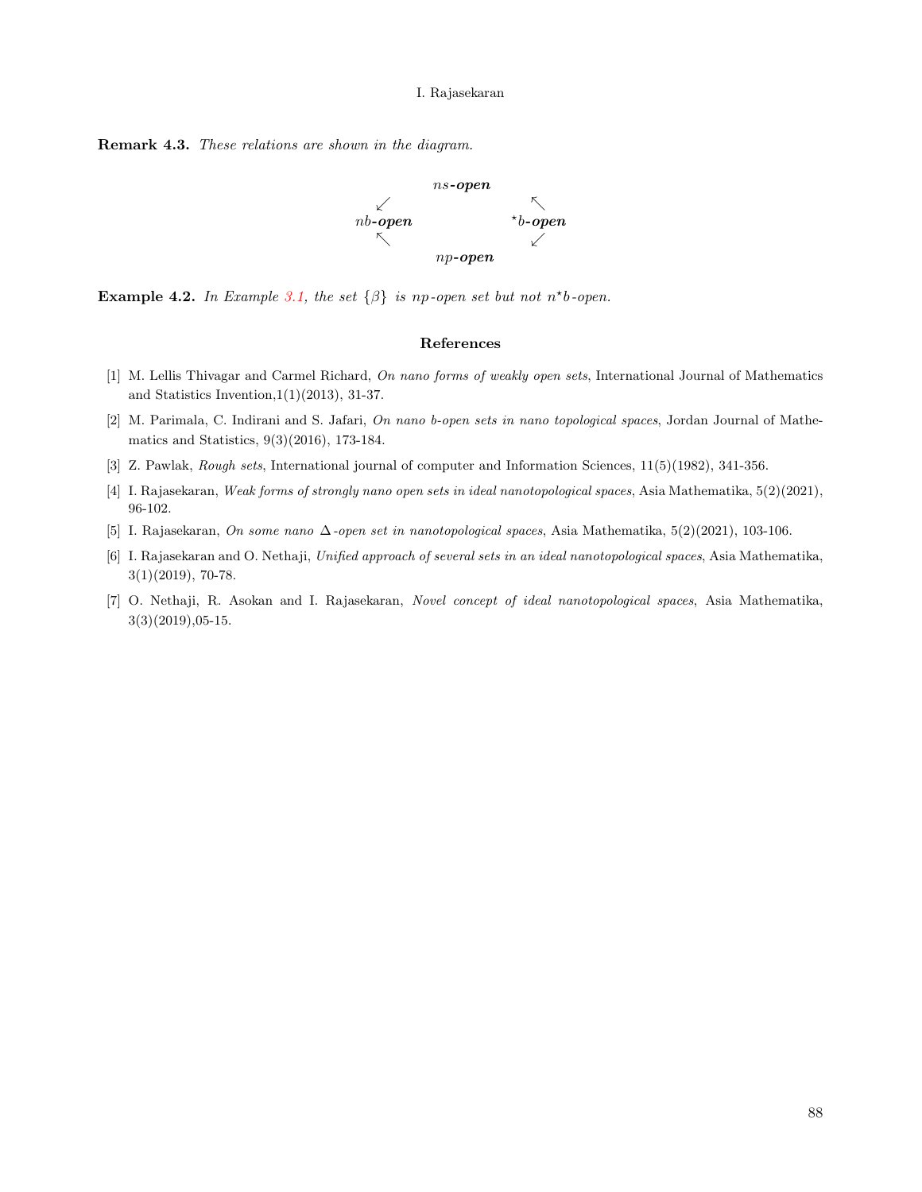**Remark 4.3.** *These relations are shown in the diagram.*

$$
\begin{array}{ccccc}
 & & ns\text{-}\textbf{open} & & \\
 & \swarrow & & \nwarrow & \\
nb\text{-}\textbf{open} & & & & {}^{\star}b\text{-}\textbf{open} \\
 & \nwarrow & & \swarrow & \\
 & & np\text{-}\textbf{open} & &
\end{array}
$$

**Example 4.2.** *In Example 3.1, the set $\{\beta\}$ is np-open set but not $n^{\star}b$-open.*

## References

[1] M. Lellis Thivagar and Carmel Richard, *On nano forms of weakly open sets*, International Journal of Mathematics and Statistics Invention,1(1)(2013), 31-37.

[2] M. Parimala, C. Indirani and S. Jafari, *On nano b-open sets in nano topological spaces*, Jordan Journal of Mathematics and Statistics, 9(3)(2016), 173-184.

[3] Z. Pawlak, *Rough sets*, International journal of computer and Information Sciences, 11(5)(1982), 341-356.

[4] I. Rajasekaran, *Weak forms of strongly nano open sets in ideal nanotopological spaces*, Asia Mathematika, 5(2)(2021), 96-102.

[5] I. Rajasekaran, *On some nano $\Delta$-open set in nanotopological spaces*, Asia Mathematika, 5(2)(2021), 103-106.

[6] I. Rajasekaran and O. Nethaji, *Unified approach of several sets in an ideal nanotopological spaces*, Asia Mathematika, 3(1)(2019), 70-78.

[7] O. Nethaji, R. Asokan and I. Rajasekaran, *Novel concept of ideal nanotopological spaces*, Asia Mathematika, 3(3)(2019),05-15.